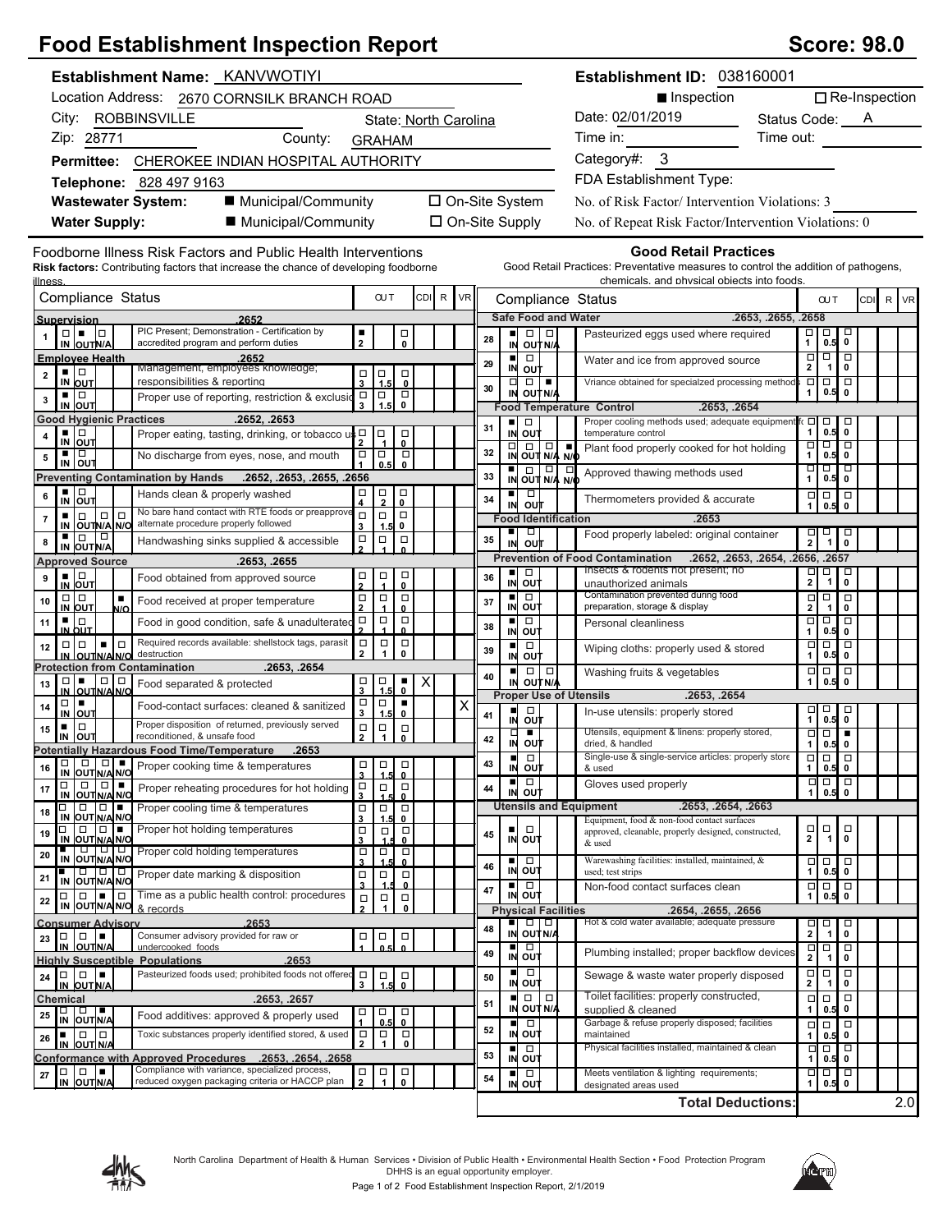# Food Establishment Inspection Report

**Score: 98.0**

**Establishment Name:** KANVWOTIYI
Location Address: 2670 CORNSILK BRANCH ROAD
City: ROBBINSVILLE State: North Carolina
Zip: 28771 County: GRAHAM
**Permittee:** CHEROKEE INDIAN HOSPITAL AUTHORITY
**Telephone:** 828 497 9163
**Wastewater System:** ■ Municipal/Community ☐ On-Site System
**Water Supply:** ■ Municipal/Community ☐ On-Site Supply

**Establishment ID:** 038160001
■ Inspection ☐ Re-Inspection
Date: 02/01/2019 Status Code: A
Time in: Time out:
Category#: 3
FDA Establishment Type:
No. of Risk Factor/ Intervention Violations: 3
No. of Repeat Risk Factor/Intervention Violations: 0

## Foodborne Illness Risk Factors and Public Health Interventions

**Risk factors:** Contributing factors that increase the chance of developing foodborne illness.

| # | Compliance Status | Marked | OUT | CDI | R | VR |
|---|---|---|---|---|---|---|
| | **Supervision .2652** | | | | | |
| 1 | PIC Present; Demonstration - Certification by accredited program and perform duties | OUT | 2 | | | |
| | **Employee Health .2652** | | | | | |
| 2 | Management, employees knowledge; responsibilities & reporting | IN | | | | |
| 3 | Proper use of reporting, restriction & exclusion | IN | | | | |
| | **Good Hygienic Practices .2652, .2653** | | | | | |
| 4 | Proper eating, tasting, drinking, or tobacco use | IN | | | | |
| 5 | No discharge from eyes, nose, and mouth | IN | | | | |
| | **Preventing Contamination by Hands .2652, .2653, .2655, .2656** | | | | | |
| 6 | Hands clean & properly washed | IN | | | | |
| 7 | No bare hand contact with RTE foods or preapproved alternate procedure properly followed | IN | | | | |
| 8 | Handwashing sinks supplied & accessible | IN | | | | |
| | **Approved Source .2653, .2655** | | | | | |
| 9 | Food obtained from approved source | IN | | | | |
| 10 | Food received at proper temperature | N/O | | | | |
| 11 | Food in good condition, safe & unadulterated | IN | | | | |
| 12 | Required records available: shellstock tags, parasite destruction | N/A | | | | |
| | **Protection from Contamination .2653, .2654** | | | | | |
| 13 | Food separated & protected | OUT | 0 | X | | |
| 14 | Food-contact surfaces: cleaned & sanitized | OUT | 0 | | | X |
| 15 | Proper disposition of returned, previously served reconditioned, & unsafe food | IN | | | | |
| | **Potentially Hazardous Food Time/Temperature .2653** | | | | | |
| 16 | Proper cooking time & temperatures | N/O | | | | |
| 17 | Proper reheating procedures for hot holding | N/O | | | | |
| 18 | Proper cooling time & temperatures | N/O | | | | |
| 19 | Proper hot holding temperatures | N/O | | | | |
| 20 | Proper cold holding temperatures | IN | | | | |
| 21 | Proper date marking & disposition | IN | | | | |
| 22 | Time as a public health control: procedures & records | N/A | | | | |
| | **Consumer Advisory .2653** | | | | | |
| 23 | Consumer advisory provided for raw or undercooked foods | N/A | | | | |
| | **Highly Susceptible Populations .2653** | | | | | |
| 24 | Pasteurized foods used; prohibited foods not offered | N/A | | | | |
| | **Chemical .2653, .2657** | | | | | |
| 25 | Food additives: approved & properly used | N/A | | | | |
| 26 | Toxic substances properly identified stored, & used | IN | | | | |
| | **Conformance with Approved Procedures .2653, .2654, .2658** | | | | | |
| 27 | Compliance with variance, specialized process, reduced oxygen packaging criteria or HACCP plan | N/A | | | | |

## Good Retail Practices

Good Retail Practices: Preventative measures to control the addition of pathogens, chemicals, and physical objects into foods.

| # | Compliance Status | Marked | OUT | CDI | R | VR |
|---|---|---|---|---|---|---|
| | **Safe Food and Water .2653, .2655, .2658** | | | | | |
| 28 | Pasteurized eggs used where required | IN | | | | |
| 29 | Water and ice from approved source | IN | | | | |
| 30 | Variance obtained for specialized processing methods | N/A | | | | |
| | **Food Temperature Control .2653, .2654** | | | | | |
| 31 | Proper cooling methods used; adequate equipment for temperature control | IN | | | | |
| 32 | Plant food properly cooked for hot holding | N/O | | | | |
| 33 | Approved thawing methods used | IN | | | | |
| 34 | Thermometers provided & accurate | IN | | | | |
| | **Food Identification .2653** | | | | | |
| 35 | Food properly labeled: original container | IN | | | | |
| | **Prevention of Food Contamination .2652, .2653, .2654, .2656, .2657** | | | | | |
| 36 | Insects & rodents not present; no unauthorized animals | IN | | | | |
| 37 | Contamination prevented during food preparation, storage & display | IN | | | | |
| 38 | Personal cleanliness | IN | | | | |
| 39 | Wiping cloths: properly used & stored | IN | | | | |
| 40 | Washing fruits & vegetables | IN | | | | |
| | **Proper Use of Utensils .2653, .2654** | | | | | |
| 41 | In-use utensils: properly stored | IN | | | | |
| 42 | Utensils, equipment & linens: properly stored, dried, & handled | OUT | 0 | | | |
| 43 | Single-use & single-service articles: properly stored & used | IN | | | | |
| 44 | Gloves used properly | IN | | | | |
| | **Utensils and Equipment .2653, .2654, .2663** | | | | | |
| 45 | Equipment, food & non-food contact surfaces approved, cleanable, properly designed, constructed, & used | IN | | | | |
| 46 | Warewashing facilities: installed, maintained, & used; test strips | IN | | | | |
| 47 | Non-food contact surfaces clean | IN | | | | |
| | **Physical Facilities .2654, .2655, .2656** | | | | | |
| 48 | Hot & cold water available; adequate pressure | IN | | | | |
| 49 | Plumbing installed; proper backflow devices | IN | | | | |
| 50 | Sewage & waste water properly disposed | IN | | | | |
| 51 | Toilet facilities: properly constructed, supplied & cleaned | IN | | | | |
| 52 | Garbage & refuse properly disposed; facilities maintained | IN | | | | |
| 53 | Physical facilities installed, maintained & clean | IN | | | | |
| 54 | Meets ventilation & lighting requirements; designated areas used | IN | | | | |
| | **Total Deductions:** | | 2.0 | | | |

North Carolina Department of Health & Human Services • Division of Public Health • Environmental Health Section • Food Protection Program
DHHS is an equal opportunity employer.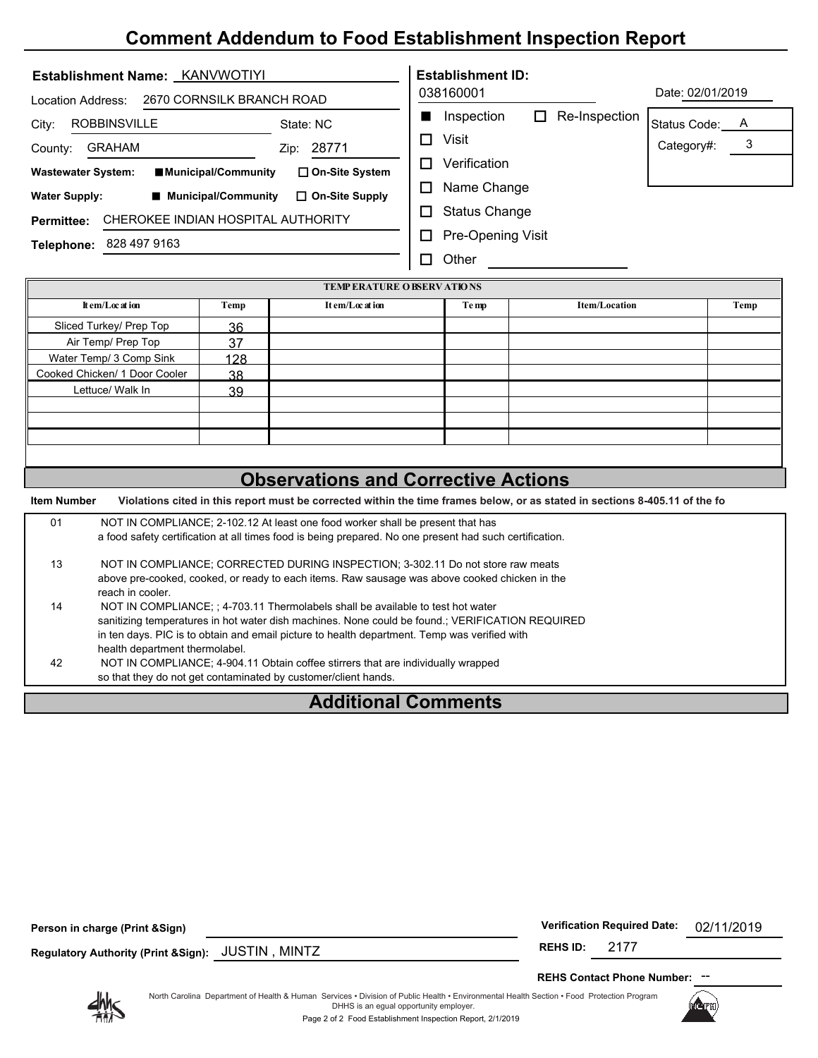# Comment Addendum to Food Establishment Inspection Report

**Establishment Name:** KANVWOTIYI

Location Address: 2670 CORNSILK BRANCH ROAD

City: ROBBINSVILLE State: NC

County: GRAHAM Zip: 28771

**Wastewater System:** ■ Municipal/Community ☐ On-Site System

**Water Supply:** ■ Municipal/Community ☐ On-Site Supply

**Permittee:** CHEROKEE INDIAN HOSPITAL AUTHORITY

**Telephone:** 828 497 9163

**Establishment ID:** 038160001

Date: 02/01/2019

■ Inspection ☐ Re-Inspection

☐ Visit

☐ Verification

☐ Name Change

☐ Status Change

☐ Pre-Opening Visit

☐ Other

Status Code: A

Category#: 3

| TEMPERATURE OBSERVATIONS | | | | | |
|---|---|---|---|---|---|
| Item/Location | Temp | Item/Location | Temp | Item/Location | Temp |
| Sliced Turkey/ Prep Top | 36 | | | | |
| Air Temp/ Prep Top | 37 | | | | |
| Water Temp/ 3 Comp Sink | 128 | | | | |
| Cooked Chicken/ 1 Door Cooler | 38 | | | | |
| Lettuce/ Walk In | 39 | | | | |

## Observations and Corrective Actions

**Item Number** **Violations cited in this report must be corrected within the time frames below, or as stated in sections 8-405.11 of the fo**

| Item Number | Observation |
|---|---|
| 01 | NOT IN COMPLIANCE; 2-102.12 At least one food worker shall be present that has a food safety certification at all times food is being prepared. No one present had such certification. |
| 13 | NOT IN COMPLIANCE; CORRECTED DURING INSPECTION; 3-302.11 Do not store raw meats above pre-cooked, cooked, or ready to each items. Raw sausage was above cooked chicken in the reach in cooler. |
| 14 | NOT IN COMPLIANCE; ; 4-703.11 Thermolabels shall be available to test hot water sanitizing temperatures in hot water dish machines. None could be found.; VERIFICATION REQUIRED in ten days. PIC is to obtain and email picture to health department. Temp was verified with health department thermolabel. |
| 42 | NOT IN COMPLIANCE; 4-904.11 Obtain coffee stirrers that are individually wrapped so that they do not get contaminated by customer/client hands. |

## Additional Comments

**Person in charge (Print &Sign)**

**Regulatory Authority (Print &Sign):** JUSTIN , MINTZ

**Verification Required Date:** 02/11/2019

**REHS ID:** 2177

**REHS Contact Phone Number:** --

North Carolina Department of Health & Human Services • Division of Public Health • Environmental Health Section • Food Protection Program
DHHS is an equal opportunity employer.